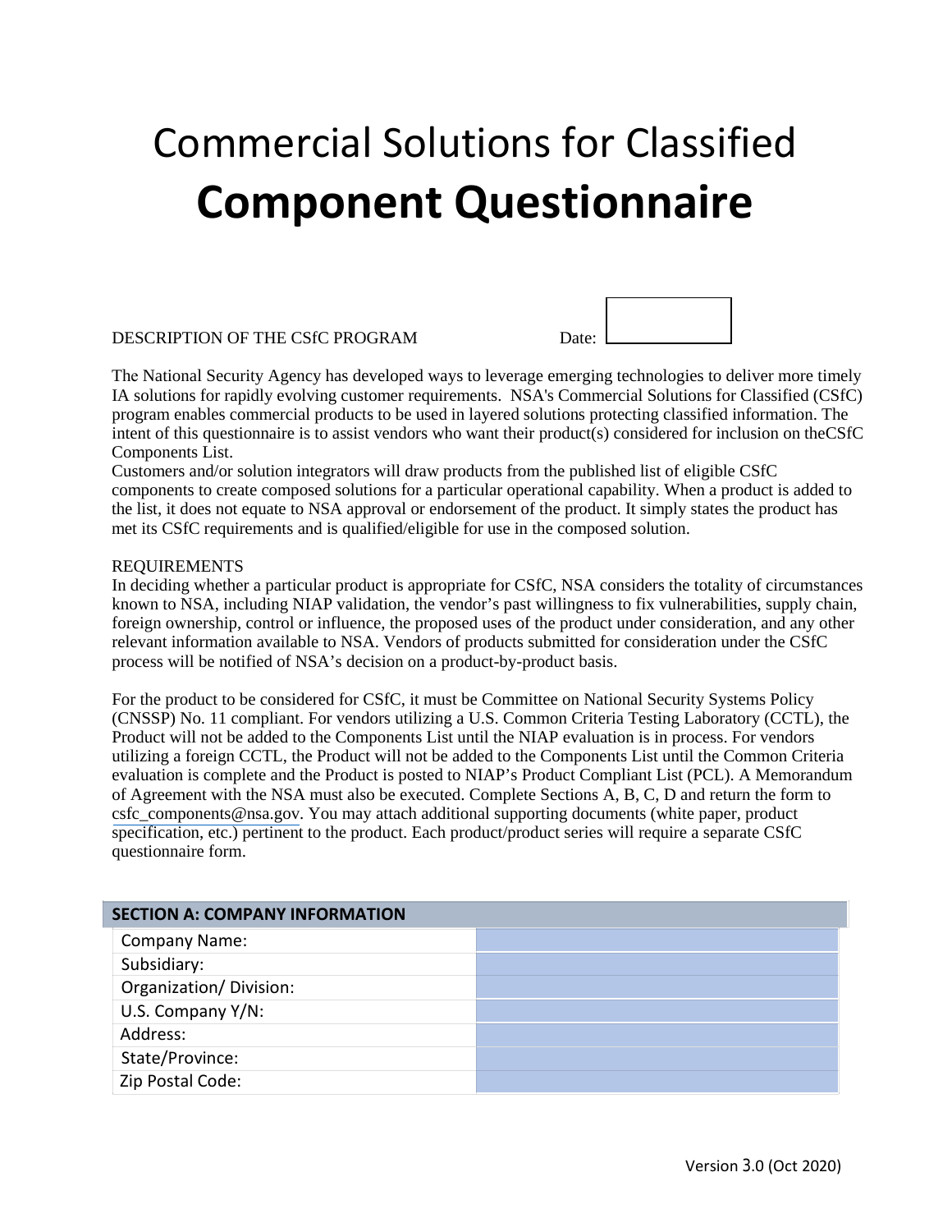# Commercial Solutions for Classified

# **Component Questionnaire**

DESCRIPTION OF THE CSfC PROGRAM Date: 

The National Security Agency has developed ways to leverage emerging technologies to deliver more timely IA solutions for rapidly evolving customer requirements. NSA's Commercial Solutions for Classified (CSfC) program enables commercial products to be used in layered solutions protecting classified information. The intent of this questionnaire is to assist vendors who want their product(s) considered for inclusion on theCSfC Components List.
Customers and/or solution integrators will draw products from the published list of eligible CSfC components to create composed solutions for a particular operational capability. When a product is added to the list, it does not equate to NSA approval or endorsement of the product. It simply states the product has met its CSfC requirements and is qualified/eligible for use in the composed solution.

REQUIREMENTS
In deciding whether a particular product is appropriate for CSfC, NSA considers the totality of circumstances known to NSA, including NIAP validation, the vendor's past willingness to fix vulnerabilities, supply chain, foreign ownership, control or influence, the proposed uses of the product under consideration, and any other relevant information available to NSA. Vendors of products submitted for consideration under the CSfC process will be notified of NSA's decision on a product-by-product basis.

For the product to be considered for CSfC, it must be Committee on National Security Systems Policy (CNSSP) No. 11 compliant. For vendors utilizing a U.S. Common Criteria Testing Laboratory (CCTL), the Product will not be added to the Components List until the NIAP evaluation is in process. For vendors utilizing a foreign CCTL, the Product will not be added to the Components List until the Common Criteria evaluation is complete and the Product is posted to NIAP's Product Compliant List (PCL). A Memorandum of Agreement with the NSA must also be executed. Complete Sections A, B, C, D and return the form to csfc_components@nsa.gov. You may attach additional supporting documents (white paper, product specification, etc.) pertinent to the product. Each product/product series will require a separate CSfC questionnaire form.

| **SECTION A: COMPANY INFORMATION** | |
|---|---|
| Company Name: | |
| Subsidiary: | |
| Organization/ Division: | |
| U.S. Company Y/N: | |
| Address: | |
| State/Province: | |
| Zip Postal Code: | |

Version 3.0 (Oct 2020)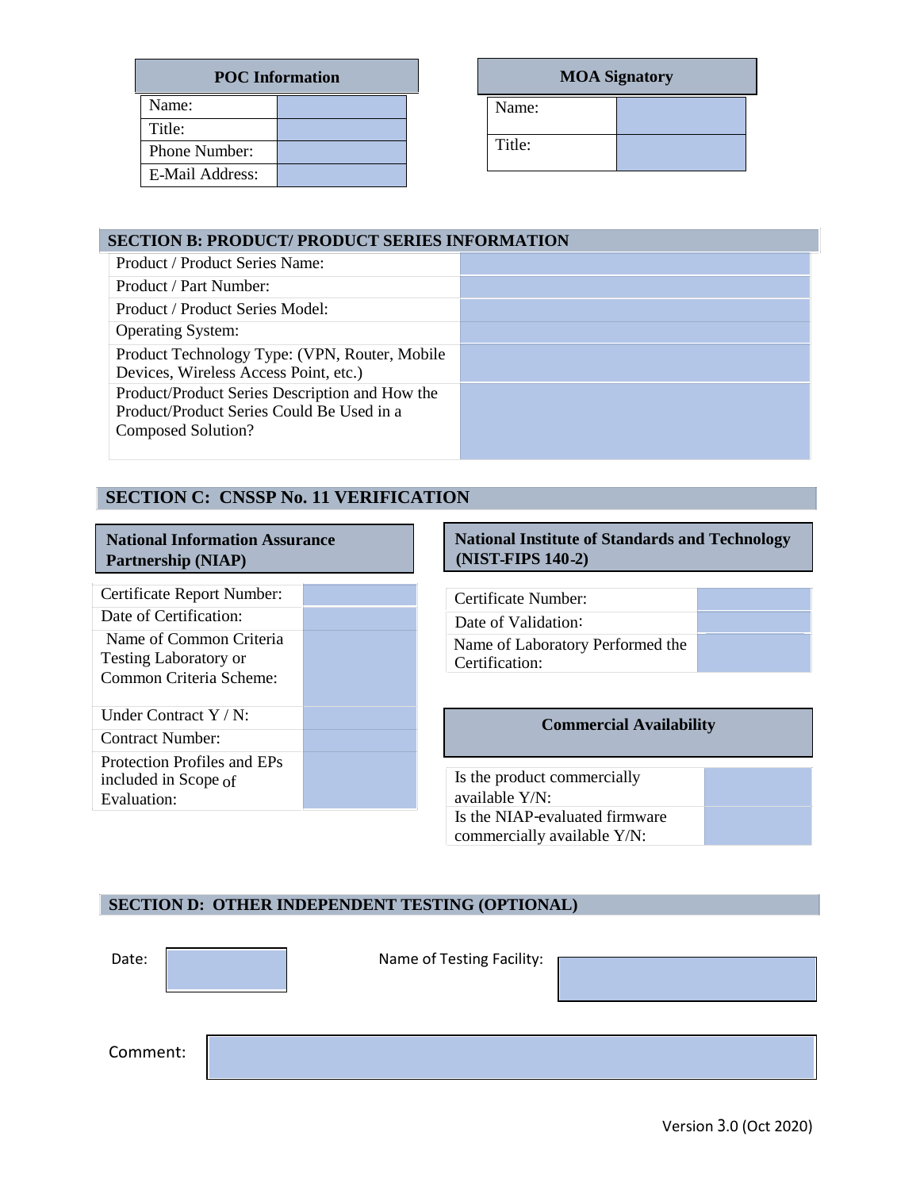| POC Information | |
|---|---|
| Name: | |
| Title: | |
| Phone Number: | |
| E-Mail Address: | |

| MOA Signatory | |
|---|---|
| Name: | |
| Title: | |

## SECTION B: PRODUCT/ PRODUCT SERIES INFORMATION

| | |
|---|---|
| Product / Product Series Name: | |
| Product / Part Number: | |
| Product / Product Series Model: | |
| Operating System: | |
| Product Technology Type: (VPN, Router, Mobile Devices, Wireless Access Point, etc.) | |
| Product/Product Series Description and How the Product/Product Series Could Be Used in a Composed Solution? | |

## SECTION C: CNSSP No. 11 VERIFICATION

| National Information Assurance Partnership (NIAP) | |
|---|---|
| Certificate Report Number: | |
| Date of Certification: | |
| Name of Common Criteria Testing Laboratory or Common Criteria Scheme: | |
| Under Contract Y / N: | |
| Contract Number: | |
| Protection Profiles and EPs included in Scope of Evaluation: | |

| National Institute of Standards and Technology (NIST-FIPS 140-2) | |
|---|---|
| Certificate Number: | |
| Date of Validation: | |
| Name of Laboratory Performed the Certification: | |

| Commercial Availability | |
|---|---|
| Is the product commercially available Y/N: | |
| Is the NIAP-evaluated firmware commercially available Y/N: | |

## SECTION D: OTHER INDEPENDENT TESTING (OPTIONAL)

Date:

Name of Testing Facility:

Comment:

Version 3.0 (Oct 2020)